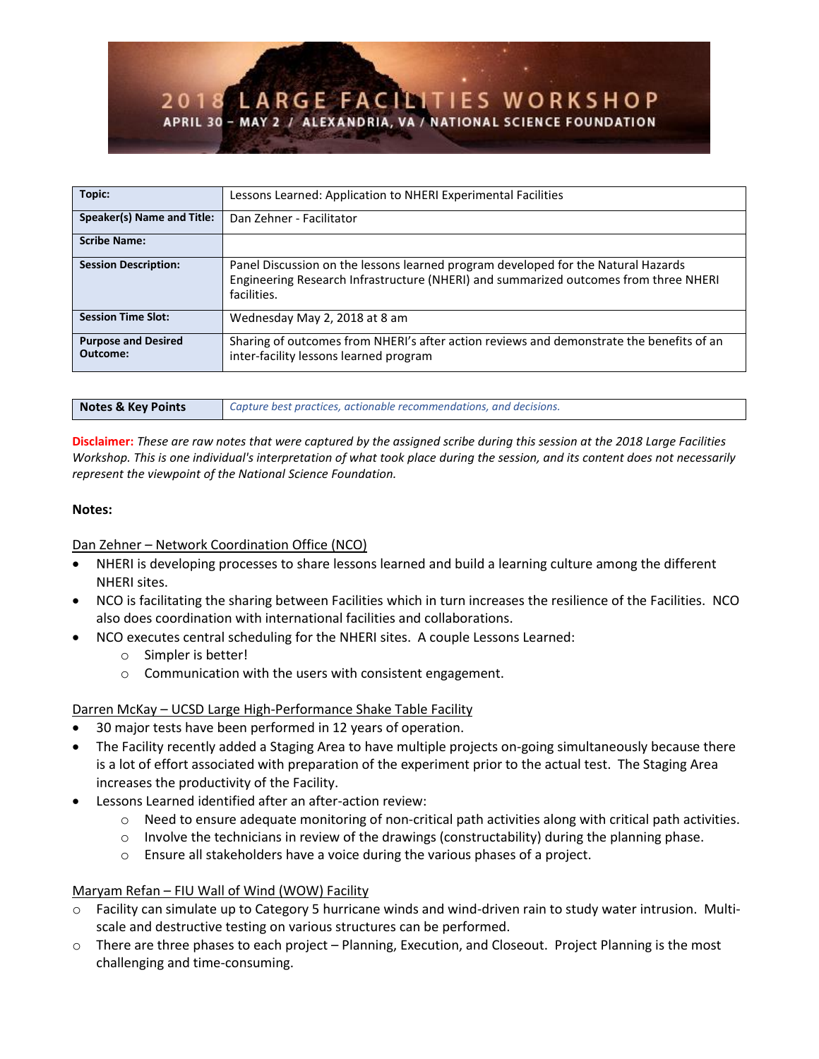# 2018 LARGE FACILITIES WORKSHOP

APRIL 30 – MAY 2 / ALEXANDRIA, VA / NATIONAL SCIENCE FOUNDATION

| **Topic:** | Lessons Learned: Application to NHERI Experimental Facilities |
|---|---|
| **Speaker(s) Name and Title:** | Dan Zehner - Facilitator |
| **Scribe Name:** | |
| **Session Description:** | Panel Discussion on the lessons learned program developed for the Natural Hazards Engineering Research Infrastructure (NHERI) and summarized outcomes from three NHERI facilities. |
| **Session Time Slot:** | Wednesday May 2, 2018 at 8 am |
| **Purpose and Desired Outcome:** | Sharing of outcomes from NHERI's after action reviews and demonstrate the benefits of an inter-facility lessons learned program |

| **Notes & Key Points** | *Capture best practices, actionable recommendations, and decisions.* |
|---|---|

**Disclaimer:** *These are raw notes that were captured by the assigned scribe during this session at the 2018 Large Facilities Workshop. This is one individual's interpretation of what took place during the session, and its content does not necessarily represent the viewpoint of the National Science Foundation.*

**Notes:**

Dan Zehner – Network Coordination Office (NCO)

- NHERI is developing processes to share lessons learned and build a learning culture among the different NHERI sites.
- NCO is facilitating the sharing between Facilities which in turn increases the resilience of the Facilities. NCO also does coordination with international facilities and collaborations.
- NCO executes central scheduling for the NHERI sites. A couple Lessons Learned:
  - Simpler is better!
  - Communication with the users with consistent engagement.

Darren McKay – UCSD Large High-Performance Shake Table Facility

- 30 major tests have been performed in 12 years of operation.
- The Facility recently added a Staging Area to have multiple projects on-going simultaneously because there is a lot of effort associated with preparation of the experiment prior to the actual test. The Staging Area increases the productivity of the Facility.
- Lessons Learned identified after an after-action review:
  - Need to ensure adequate monitoring of non-critical path activities along with critical path activities.
  - Involve the technicians in review of the drawings (constructability) during the planning phase.
  - Ensure all stakeholders have a voice during the various phases of a project.

Maryam Refan – FIU Wall of Wind (WOW) Facility

- Facility can simulate up to Category 5 hurricane winds and wind-driven rain to study water intrusion. Multi-scale and destructive testing on various structures can be performed.
- There are three phases to each project – Planning, Execution, and Closeout. Project Planning is the most challenging and time-consuming.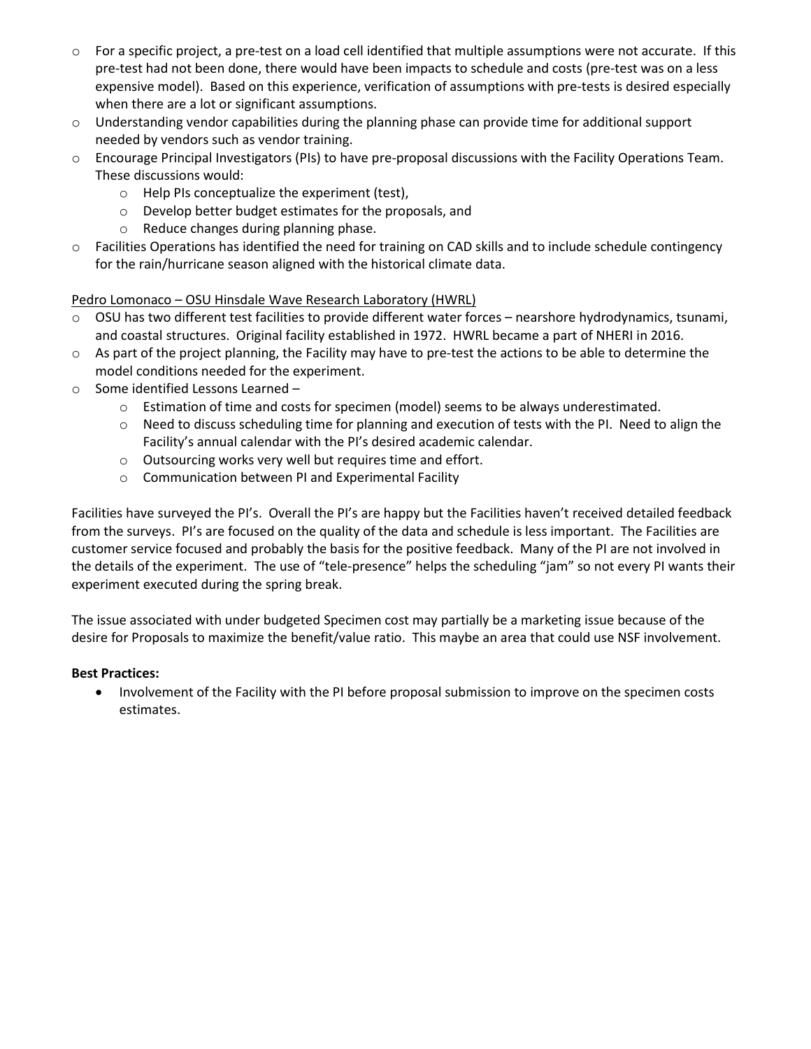- For a specific project, a pre-test on a load cell identified that multiple assumptions were not accurate. If this pre-test had not been done, there would have been impacts to schedule and costs (pre-test was on a less expensive model). Based on this experience, verification of assumptions with pre-tests is desired especially when there are a lot or significant assumptions.
- Understanding vendor capabilities during the planning phase can provide time for additional support needed by vendors such as vendor training.
- Encourage Principal Investigators (PIs) to have pre-proposal discussions with the Facility Operations Team. These discussions would:
  - Help PIs conceptualize the experiment (test),
  - Develop better budget estimates for the proposals, and
  - Reduce changes during planning phase.
- Facilities Operations has identified the need for training on CAD skills and to include schedule contingency for the rain/hurricane season aligned with the historical climate data.

<u>Pedro Lomonaco – OSU Hinsdale Wave Research Laboratory (HWRL)</u>

- OSU has two different test facilities to provide different water forces – nearshore hydrodynamics, tsunami, and coastal structures. Original facility established in 1972. HWRL became a part of NHERI in 2016.
- As part of the project planning, the Facility may have to pre-test the actions to be able to determine the model conditions needed for the experiment.
- Some identified Lessons Learned –
  - Estimation of time and costs for specimen (model) seems to be always underestimated.
  - Need to discuss scheduling time for planning and execution of tests with the PI. Need to align the Facility's annual calendar with the PI's desired academic calendar.
  - Outsourcing works very well but requires time and effort.
  - Communication between PI and Experimental Facility

Facilities have surveyed the PI's. Overall the PI's are happy but the Facilities haven't received detailed feedback from the surveys. PI's are focused on the quality of the data and schedule is less important. The Facilities are customer service focused and probably the basis for the positive feedback. Many of the PI are not involved in the details of the experiment. The use of "tele-presence" helps the scheduling "jam" so not every PI wants their experiment executed during the spring break.

The issue associated with under budgeted Specimen cost may partially be a marketing issue because of the desire for Proposals to maximize the benefit/value ratio. This maybe an area that could use NSF involvement.

**Best Practices:**

- Involvement of the Facility with the PI before proposal submission to improve on the specimen costs estimates.